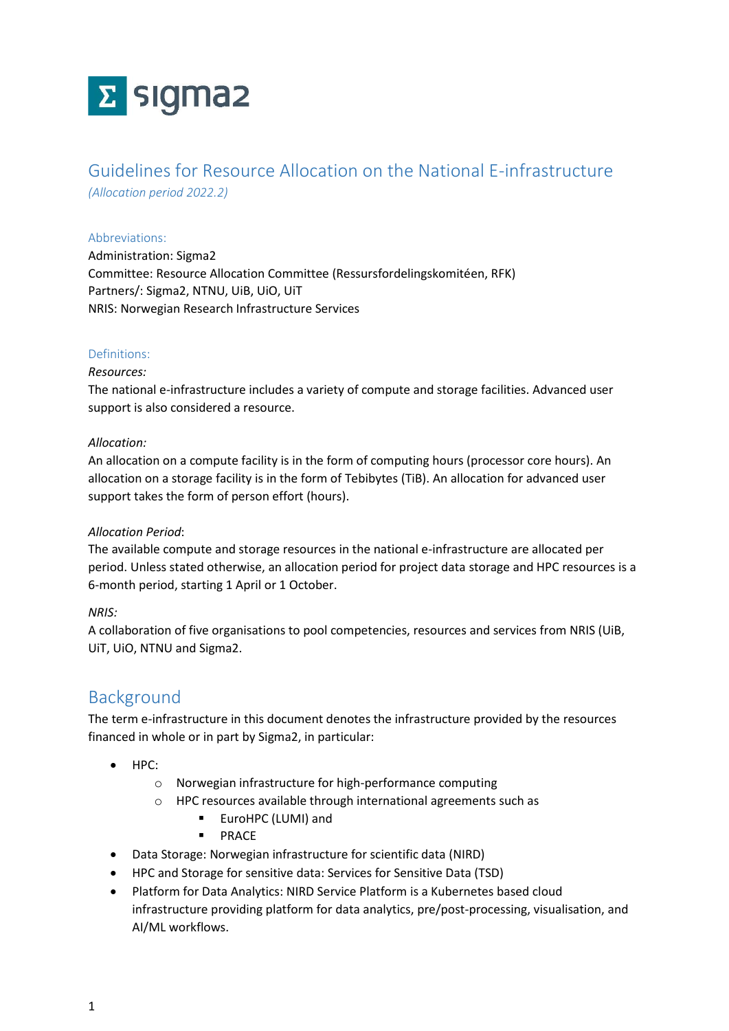# Guidelines for Resource Allocation on the National E-infrastructure

*(Allocation period 2022.2)*

### Abbreviations:

Administration: Sigma2
Committee: Resource Allocation Committee (Ressursfordelingskomitéen, RFK)
Partners/: Sigma2, NTNU, UiB, UiO, UiT
NRIS: Norwegian Research Infrastructure Services

### Definitions:

*Resources:*
The national e-infrastructure includes a variety of compute and storage facilities. Advanced user support is also considered a resource.

*Allocation:*
An allocation on a compute facility is in the form of computing hours (processor core hours). An allocation on a storage facility is in the form of Tebibytes (TiB). An allocation for advanced user support takes the form of person effort (hours).

*Allocation Period*:
The available compute and storage resources in the national e-infrastructure are allocated per period. Unless stated otherwise, an allocation period for project data storage and HPC resources is a 6-month period, starting 1 April or 1 October.

*NRIS:*
A collaboration of five organisations to pool competencies, resources and services from NRIS (UiB, UiT, UiO, NTNU and Sigma2.

## Background

The term e-infrastructure in this document denotes the infrastructure provided by the resources financed in whole or in part by Sigma2, in particular:

- HPC:
  - Norwegian infrastructure for high-performance computing
  - HPC resources available through international agreements such as
    - EuroHPC (LUMI) and
    - PRACE
- Data Storage: Norwegian infrastructure for scientific data (NIRD)
- HPC and Storage for sensitive data: Services for Sensitive Data (TSD)
- Platform for Data Analytics: NIRD Service Platform is a Kubernetes based cloud infrastructure providing platform for data analytics, pre/post-processing, visualisation, and AI/ML workflows.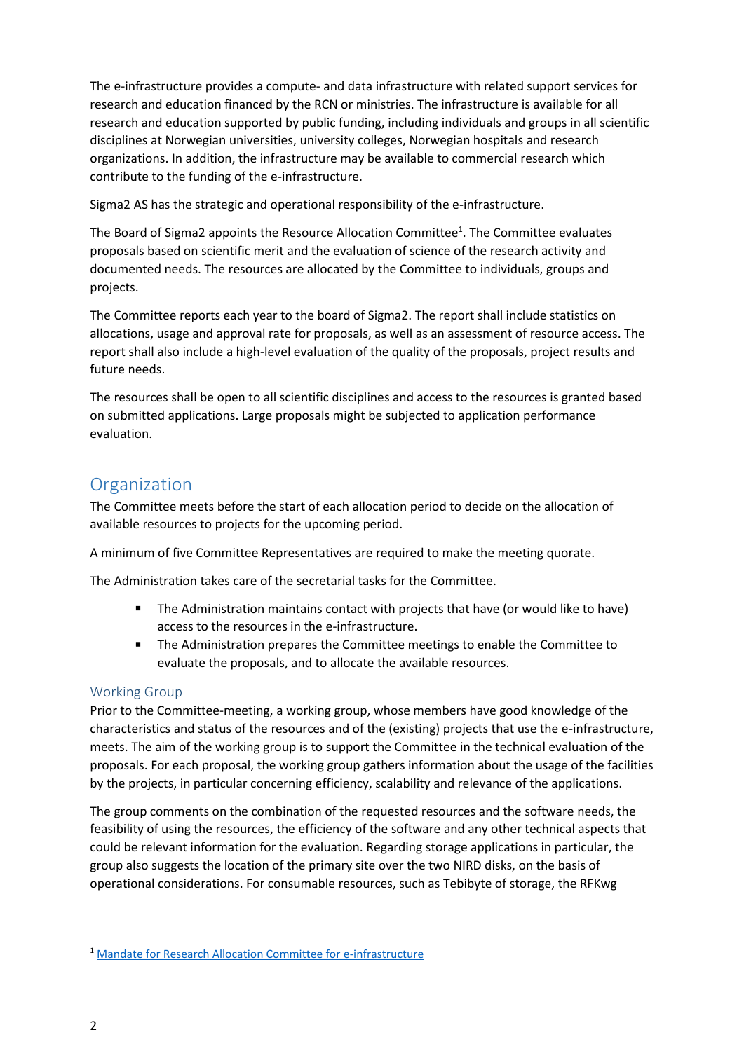The e-infrastructure provides a compute- and data infrastructure with related support services for research and education financed by the RCN or ministries. The infrastructure is available for all research and education supported by public funding, including individuals and groups in all scientific disciplines at Norwegian universities, university colleges, Norwegian hospitals and research organizations. In addition, the infrastructure may be available to commercial research which contribute to the funding of the e-infrastructure.

Sigma2 AS has the strategic and operational responsibility of the e-infrastructure.

The Board of Sigma2 appoints the Resource Allocation Committee[1]. The Committee evaluates proposals based on scientific merit and the evaluation of science of the research activity and documented needs. The resources are allocated by the Committee to individuals, groups and projects.

The Committee reports each year to the board of Sigma2. The report shall include statistics on allocations, usage and approval rate for proposals, as well as an assessment of resource access. The report shall also include a high-level evaluation of the quality of the proposals, project results and future needs.

The resources shall be open to all scientific disciplines and access to the resources is granted based on submitted applications. Large proposals might be subjected to application performance evaluation.

## Organization

The Committee meets before the start of each allocation period to decide on the allocation of available resources to projects for the upcoming period.

A minimum of five Committee Representatives are required to make the meeting quorate.

The Administration takes care of the secretarial tasks for the Committee.

- The Administration maintains contact with projects that have (or would like to have) access to the resources in the e-infrastructure.
- The Administration prepares the Committee meetings to enable the Committee to evaluate the proposals, and to allocate the available resources.

### Working Group

Prior to the Committee-meeting, a working group, whose members have good knowledge of the characteristics and status of the resources and of the (existing) projects that use the e-infrastructure, meets. The aim of the working group is to support the Committee in the technical evaluation of the proposals. For each proposal, the working group gathers information about the usage of the facilities by the projects, in particular concerning efficiency, scalability and relevance of the applications.

The group comments on the combination of the requested resources and the software needs, the feasibility of using the resources, the efficiency of the software and any other technical aspects that could be relevant information for the evaluation. Regarding storage applications in particular, the group also suggests the location of the primary site over the two NIRD disks, on the basis of operational considerations. For consumable resources, such as Tebibyte of storage, the RFKwg

[1] Mandate for Research Allocation Committee for e-infrastructure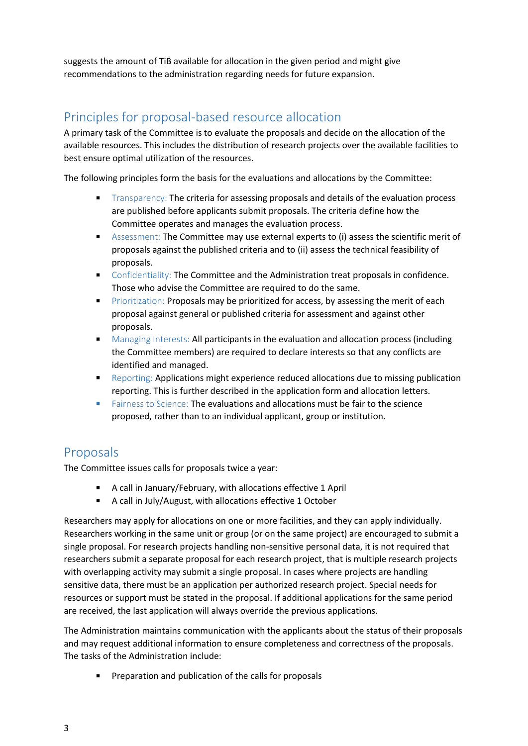suggests the amount of TiB available for allocation in the given period and might give recommendations to the administration regarding needs for future expansion.

## Principles for proposal-based resource allocation

A primary task of the Committee is to evaluate the proposals and decide on the allocation of the available resources. This includes the distribution of research projects over the available facilities to best ensure optimal utilization of the resources.

The following principles form the basis for the evaluations and allocations by the Committee:

- Transparency: The criteria for assessing proposals and details of the evaluation process are published before applicants submit proposals. The criteria define how the Committee operates and manages the evaluation process.
- Assessment: The Committee may use external experts to (i) assess the scientific merit of proposals against the published criteria and to (ii) assess the technical feasibility of proposals.
- Confidentiality: The Committee and the Administration treat proposals in confidence. Those who advise the Committee are required to do the same.
- Prioritization: Proposals may be prioritized for access, by assessing the merit of each proposal against general or published criteria for assessment and against other proposals.
- Managing Interests: All participants in the evaluation and allocation process (including the Committee members) are required to declare interests so that any conflicts are identified and managed.
- Reporting: Applications might experience reduced allocations due to missing publication reporting. This is further described in the application form and allocation letters.
- Fairness to Science: The evaluations and allocations must be fair to the science proposed, rather than to an individual applicant, group or institution.

## Proposals

The Committee issues calls for proposals twice a year:

- A call in January/February, with allocations effective 1 April
- A call in July/August, with allocations effective 1 October

Researchers may apply for allocations on one or more facilities, and they can apply individually. Researchers working in the same unit or group (or on the same project) are encouraged to submit a single proposal. For research projects handling non-sensitive personal data, it is not required that researchers submit a separate proposal for each research project, that is multiple research projects with overlapping activity may submit a single proposal. In cases where projects are handling sensitive data, there must be an application per authorized research project. Special needs for resources or support must be stated in the proposal. If additional applications for the same period are received, the last application will always override the previous applications.

The Administration maintains communication with the applicants about the status of their proposals and may request additional information to ensure completeness and correctness of the proposals. The tasks of the Administration include:

- Preparation and publication of the calls for proposals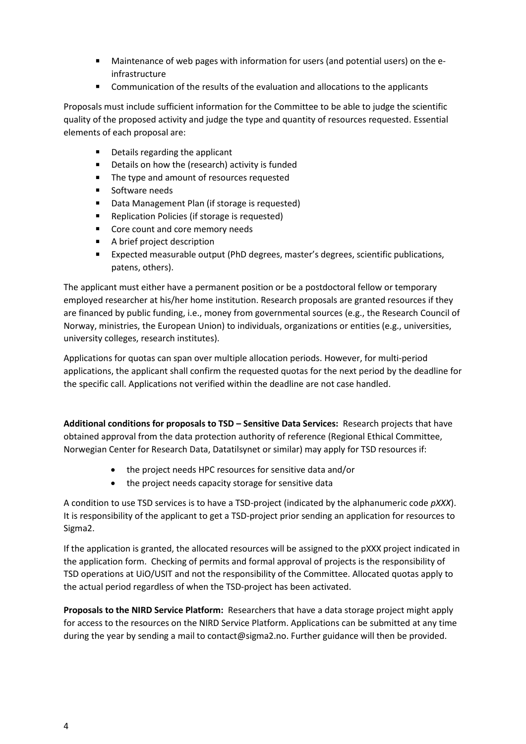- Maintenance of web pages with information for users (and potential users) on the e-infrastructure
- Communication of the results of the evaluation and allocations to the applicants

Proposals must include sufficient information for the Committee to be able to judge the scientific quality of the proposed activity and judge the type and quantity of resources requested. Essential elements of each proposal are:

- Details regarding the applicant
- Details on how the (research) activity is funded
- The type and amount of resources requested
- Software needs
- Data Management Plan (if storage is requested)
- Replication Policies (if storage is requested)
- Core count and core memory needs
- A brief project description
- Expected measurable output (PhD degrees, master's degrees, scientific publications, patens, others).

The applicant must either have a permanent position or be a postdoctoral fellow or temporary employed researcher at his/her home institution. Research proposals are granted resources if they are financed by public funding, i.e., money from governmental sources (e.g., the Research Council of Norway, ministries, the European Union) to individuals, organizations or entities (e.g., universities, university colleges, research institutes).

Applications for quotas can span over multiple allocation periods. However, for multi-period applications, the applicant shall confirm the requested quotas for the next period by the deadline for the specific call. Applications not verified within the deadline are not case handled.

**Additional conditions for proposals to TSD – Sensitive Data Services:** Research projects that have obtained approval from the data protection authority of reference (Regional Ethical Committee, Norwegian Center for Research Data, Datatilsynet or similar) may apply for TSD resources if:

- the project needs HPC resources for sensitive data and/or
- the project needs capacity storage for sensitive data

A condition to use TSD services is to have a TSD-project (indicated by the alphanumeric code *pXXX*). It is responsibility of the applicant to get a TSD-project prior sending an application for resources to Sigma2.

If the application is granted, the allocated resources will be assigned to the pXXX project indicated in the application form. Checking of permits and formal approval of projects is the responsibility of TSD operations at UiO/USIT and not the responsibility of the Committee. Allocated quotas apply to the actual period regardless of when the TSD-project has been activated.

**Proposals to the NIRD Service Platform:** Researchers that have a data storage project might apply for access to the resources on the NIRD Service Platform. Applications can be submitted at any time during the year by sending a mail to contact@sigma2.no. Further guidance will then be provided.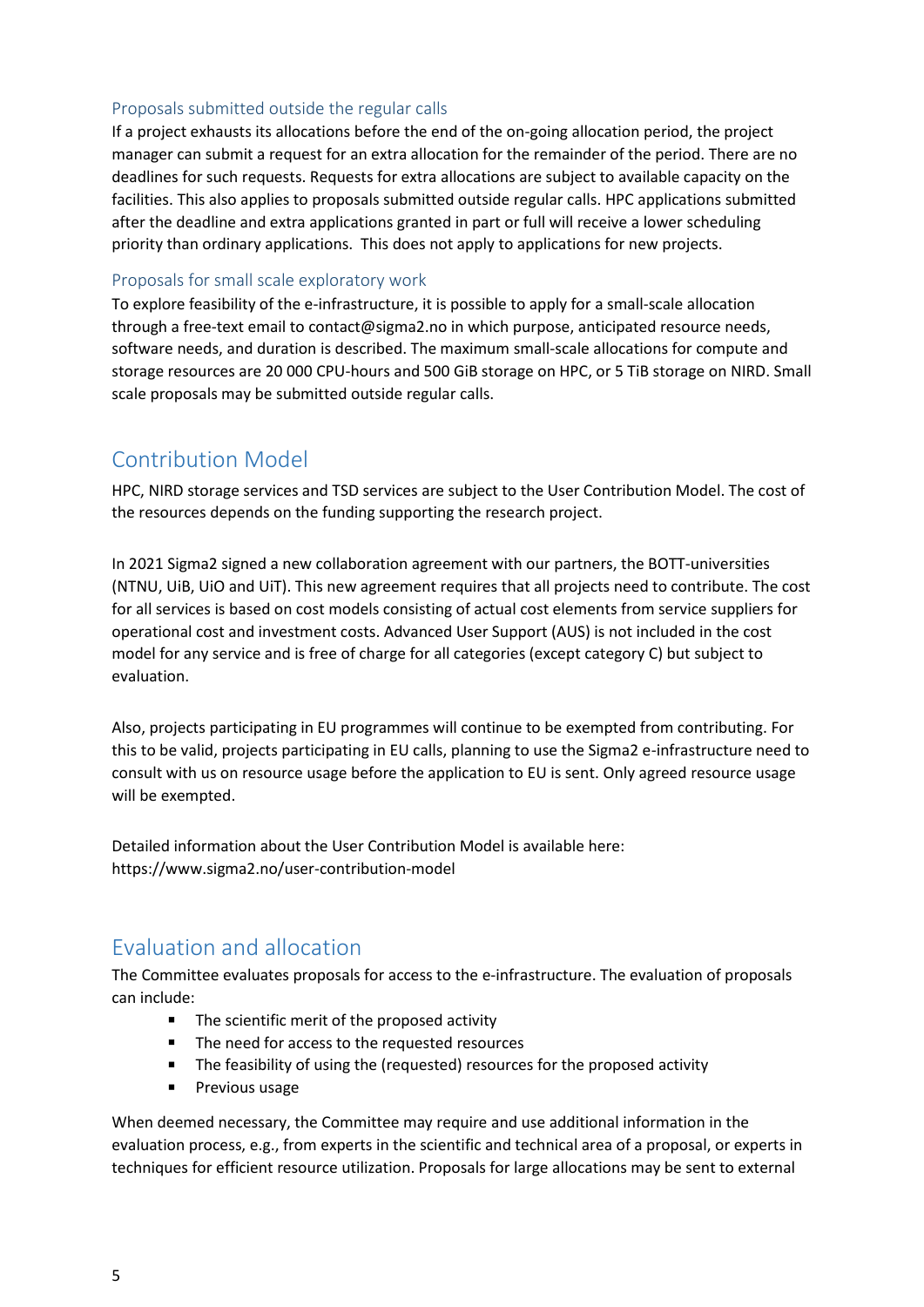### Proposals submitted outside the regular calls

If a project exhausts its allocations before the end of the on-going allocation period, the project manager can submit a request for an extra allocation for the remainder of the period. There are no deadlines for such requests. Requests for extra allocations are subject to available capacity on the facilities. This also applies to proposals submitted outside regular calls. HPC applications submitted after the deadline and extra applications granted in part or full will receive a lower scheduling priority than ordinary applications. This does not apply to applications for new projects.

### Proposals for small scale exploratory work

To explore feasibility of the e-infrastructure, it is possible to apply for a small-scale allocation through a free-text email to contact@sigma2.no in which purpose, anticipated resource needs, software needs, and duration is described. The maximum small-scale allocations for compute and storage resources are 20 000 CPU-hours and 500 GiB storage on HPC, or 5 TiB storage on NIRD. Small scale proposals may be submitted outside regular calls.

## Contribution Model

HPC, NIRD storage services and TSD services are subject to the User Contribution Model. The cost of the resources depends on the funding supporting the research project.

In 2021 Sigma2 signed a new collaboration agreement with our partners, the BOTT-universities (NTNU, UiB, UiO and UiT). This new agreement requires that all projects need to contribute. The cost for all services is based on cost models consisting of actual cost elements from service suppliers for operational cost and investment costs. Advanced User Support (AUS) is not included in the cost model for any service and is free of charge for all categories (except category C) but subject to evaluation.

Also, projects participating in EU programmes will continue to be exempted from contributing. For this to be valid, projects participating in EU calls, planning to use the Sigma2 e-infrastructure need to consult with us on resource usage before the application to EU is sent. Only agreed resource usage will be exempted.

Detailed information about the User Contribution Model is available here: https://www.sigma2.no/user-contribution-model

## Evaluation and allocation

The Committee evaluates proposals for access to the e-infrastructure. The evaluation of proposals can include:

- The scientific merit of the proposed activity
- The need for access to the requested resources
- The feasibility of using the (requested) resources for the proposed activity
- Previous usage

When deemed necessary, the Committee may require and use additional information in the evaluation process, e.g., from experts in the scientific and technical area of a proposal, or experts in techniques for efficient resource utilization. Proposals for large allocations may be sent to external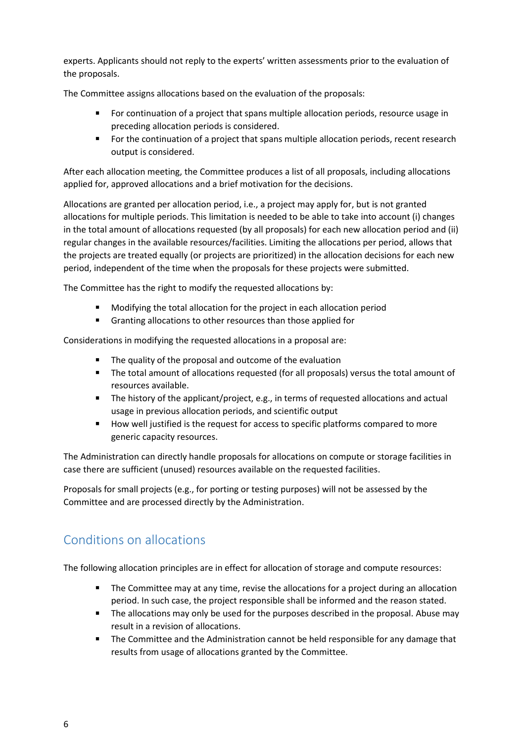experts. Applicants should not reply to the experts' written assessments prior to the evaluation of the proposals.

The Committee assigns allocations based on the evaluation of the proposals:

- For continuation of a project that spans multiple allocation periods, resource usage in preceding allocation periods is considered.
- For the continuation of a project that spans multiple allocation periods, recent research output is considered.

After each allocation meeting, the Committee produces a list of all proposals, including allocations applied for, approved allocations and a brief motivation for the decisions.

Allocations are granted per allocation period, i.e., a project may apply for, but is not granted allocations for multiple periods. This limitation is needed to be able to take into account (i) changes in the total amount of allocations requested (by all proposals) for each new allocation period and (ii) regular changes in the available resources/facilities. Limiting the allocations per period, allows that the projects are treated equally (or projects are prioritized) in the allocation decisions for each new period, independent of the time when the proposals for these projects were submitted.

The Committee has the right to modify the requested allocations by:

- Modifying the total allocation for the project in each allocation period
- Granting allocations to other resources than those applied for

Considerations in modifying the requested allocations in a proposal are:

- The quality of the proposal and outcome of the evaluation
- The total amount of allocations requested (for all proposals) versus the total amount of resources available.
- The history of the applicant/project, e.g., in terms of requested allocations and actual usage in previous allocation periods, and scientific output
- How well justified is the request for access to specific platforms compared to more generic capacity resources.

The Administration can directly handle proposals for allocations on compute or storage facilities in case there are sufficient (unused) resources available on the requested facilities.

Proposals for small projects (e.g., for porting or testing purposes) will not be assessed by the Committee and are processed directly by the Administration.

## Conditions on allocations

The following allocation principles are in effect for allocation of storage and compute resources:

- The Committee may at any time, revise the allocations for a project during an allocation period. In such case, the project responsible shall be informed and the reason stated.
- The allocations may only be used for the purposes described in the proposal. Abuse may result in a revision of allocations.
- The Committee and the Administration cannot be held responsible for any damage that results from usage of allocations granted by the Committee.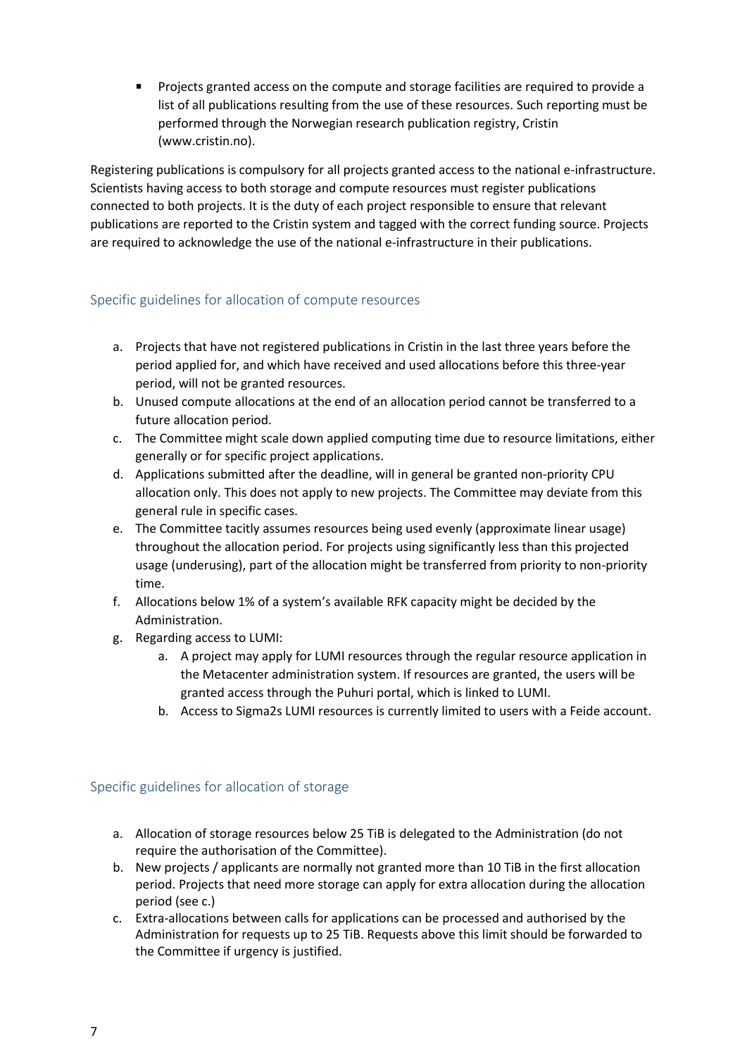- Projects granted access on the compute and storage facilities are required to provide a list of all publications resulting from the use of these resources. Such reporting must be performed through the Norwegian research publication registry, Cristin (www.cristin.no).

Registering publications is compulsory for all projects granted access to the national e-infrastructure. Scientists having access to both storage and compute resources must register publications connected to both projects. It is the duty of each project responsible to ensure that relevant publications are reported to the Cristin system and tagged with the correct funding source. Projects are required to acknowledge the use of the national e-infrastructure in their publications.

## Specific guidelines for allocation of compute resources

a. Projects that have not registered publications in Cristin in the last three years before the period applied for, and which have received and used allocations before this three-year period, will not be granted resources.
b. Unused compute allocations at the end of an allocation period cannot be transferred to a future allocation period.
c. The Committee might scale down applied computing time due to resource limitations, either generally or for specific project applications.
d. Applications submitted after the deadline, will in general be granted non-priority CPU allocation only. This does not apply to new projects. The Committee may deviate from this general rule in specific cases.
e. The Committee tacitly assumes resources being used evenly (approximate linear usage) throughout the allocation period. For projects using significantly less than this projected usage (underusing), part of the allocation might be transferred from priority to non-priority time.
f. Allocations below 1% of a system's available RFK capacity might be decided by the Administration.
g. Regarding access to LUMI:
    a. A project may apply for LUMI resources through the regular resource application in the Metacenter administration system. If resources are granted, the users will be granted access through the Puhuri portal, which is linked to LUMI.
    b. Access to Sigma2s LUMI resources is currently limited to users with a Feide account.

## Specific guidelines for allocation of storage

a. Allocation of storage resources below 25 TiB is delegated to the Administration (do not require the authorisation of the Committee).
b. New projects / applicants are normally not granted more than 10 TiB in the first allocation period. Projects that need more storage can apply for extra allocation during the allocation period (see c.)
c. Extra-allocations between calls for applications can be processed and authorised by the Administration for requests up to 25 TiB. Requests above this limit should be forwarded to the Committee if urgency is justified.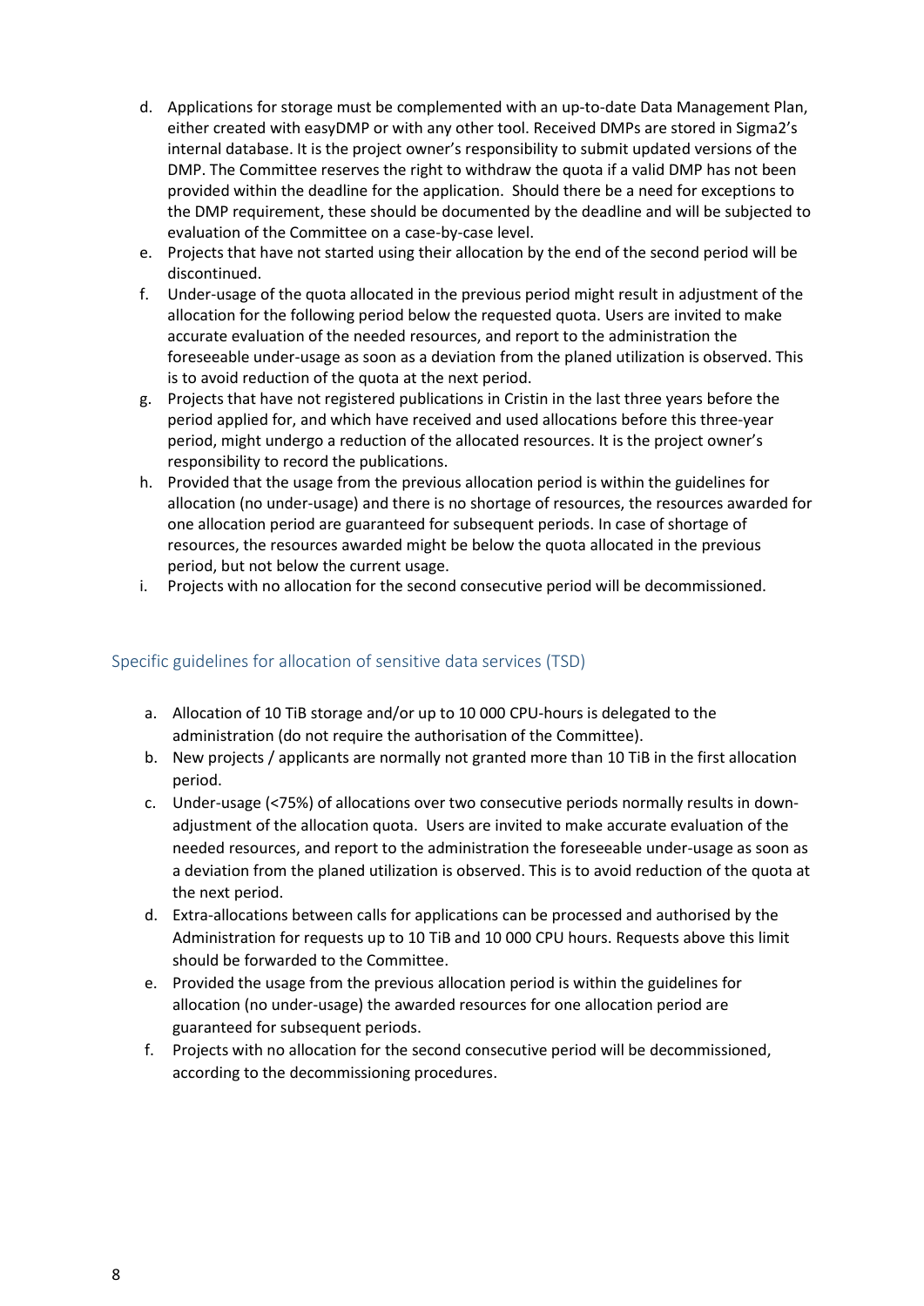d. Applications for storage must be complemented with an up-to-date Data Management Plan, either created with easyDMP or with any other tool. Received DMPs are stored in Sigma2's internal database. It is the project owner's responsibility to submit updated versions of the DMP. The Committee reserves the right to withdraw the quota if a valid DMP has not been provided within the deadline for the application. Should there be a need for exceptions to the DMP requirement, these should be documented by the deadline and will be subjected to evaluation of the Committee on a case-by-case level.
e. Projects that have not started using their allocation by the end of the second period will be discontinued.
f. Under-usage of the quota allocated in the previous period might result in adjustment of the allocation for the following period below the requested quota. Users are invited to make accurate evaluation of the needed resources, and report to the administration the foreseeable under-usage as soon as a deviation from the planed utilization is observed. This is to avoid reduction of the quota at the next period.
g. Projects that have not registered publications in Cristin in the last three years before the period applied for, and which have received and used allocations before this three-year period, might undergo a reduction of the allocated resources. It is the project owner's responsibility to record the publications.
h. Provided that the usage from the previous allocation period is within the guidelines for allocation (no under-usage) and there is no shortage of resources, the resources awarded for one allocation period are guaranteed for subsequent periods. In case of shortage of resources, the resources awarded might be below the quota allocated in the previous period, but not below the current usage.
i. Projects with no allocation for the second consecutive period will be decommissioned.

## Specific guidelines for allocation of sensitive data services (TSD)

a. Allocation of 10 TiB storage and/or up to 10 000 CPU-hours is delegated to the administration (do not require the authorisation of the Committee).
b. New projects / applicants are normally not granted more than 10 TiB in the first allocation period.
c. Under-usage (<75%) of allocations over two consecutive periods normally results in down-adjustment of the allocation quota. Users are invited to make accurate evaluation of the needed resources, and report to the administration the foreseeable under-usage as soon as a deviation from the planed utilization is observed. This is to avoid reduction of the quota at the next period.
d. Extra-allocations between calls for applications can be processed and authorised by the Administration for requests up to 10 TiB and 10 000 CPU hours. Requests above this limit should be forwarded to the Committee.
e. Provided the usage from the previous allocation period is within the guidelines for allocation (no under-usage) the awarded resources for one allocation period are guaranteed for subsequent periods.
f. Projects with no allocation for the second consecutive period will be decommissioned, according to the decommissioning procedures.